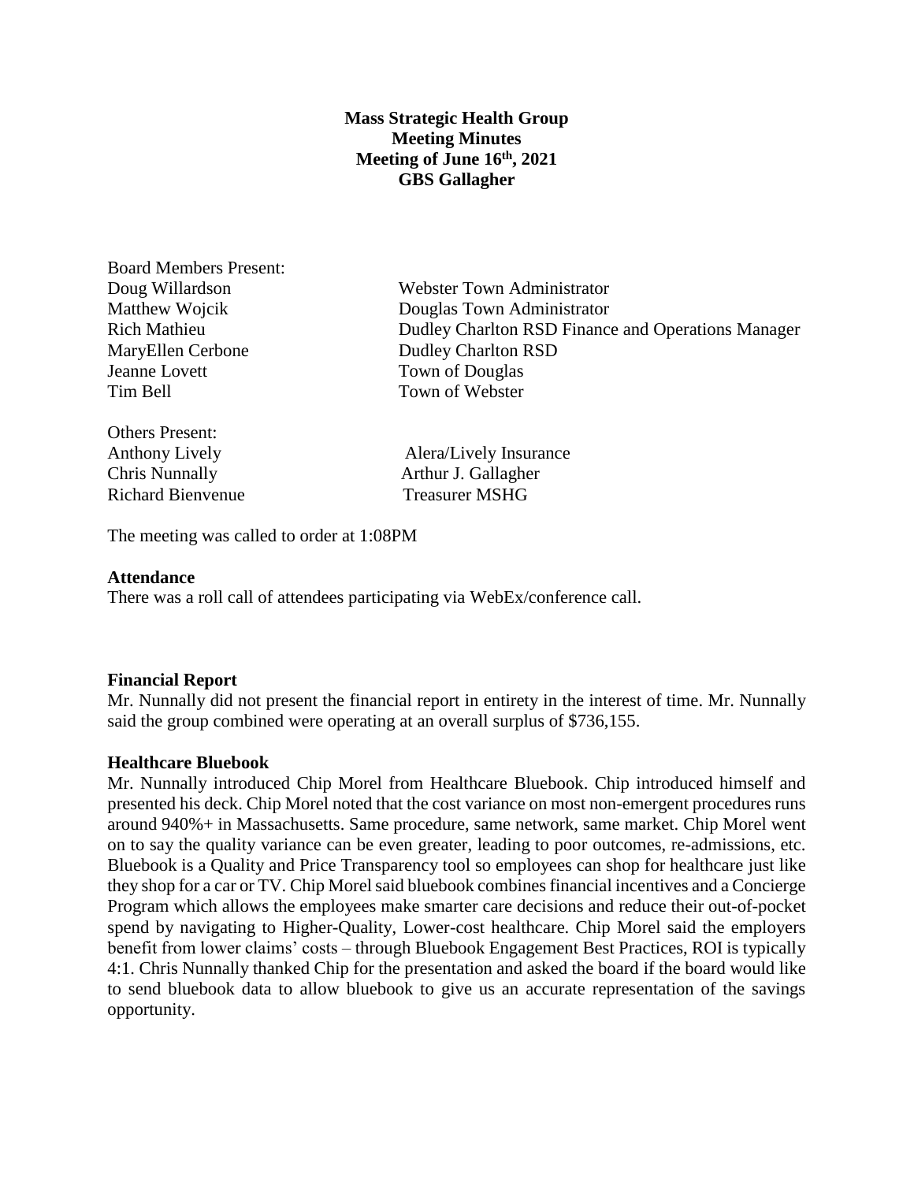**Mass Strategic Health Group**
**Meeting Minutes**
**Meeting of June 16th, 2021**
**GBS Gallagher**

Board Members Present:

| | |
|---|---|
| Doug Willardson | Webster Town Administrator |
| Matthew Wojcik | Douglas Town Administrator |
| Rich Mathieu | Dudley Charlton RSD Finance and Operations Manager |
| MaryEllen Cerbone | Dudley Charlton RSD |
| Jeanne Lovett | Town of Douglas |
| Tim Bell | Town of Webster |

Others Present:

| | |
|---|---|
| Anthony Lively | Alera/Lively Insurance |
| Chris Nunnally | Arthur J. Gallagher |
| Richard Bienvenue | Treasurer MSHG |

The meeting was called to order at 1:08PM

**Attendance**

There was a roll call of attendees participating via WebEx/conference call.

**Financial Report**

Mr. Nunnally did not present the financial report in entirety in the interest of time. Mr. Nunnally said the group combined were operating at an overall surplus of $736,155.

**Healthcare Bluebook**

Mr. Nunnally introduced Chip Morel from Healthcare Bluebook. Chip introduced himself and presented his deck. Chip Morel noted that the cost variance on most non-emergent procedures runs around 940%+ in Massachusetts. Same procedure, same network, same market. Chip Morel went on to say the quality variance can be even greater, leading to poor outcomes, re-admissions, etc. Bluebook is a Quality and Price Transparency tool so employees can shop for healthcare just like they shop for a car or TV. Chip Morel said bluebook combines financial incentives and a Concierge Program which allows the employees make smarter care decisions and reduce their out-of-pocket spend by navigating to Higher-Quality, Lower-cost healthcare. Chip Morel said the employers benefit from lower claims' costs – through Bluebook Engagement Best Practices, ROI is typically 4:1. Chris Nunnally thanked Chip for the presentation and asked the board if the board would like to send bluebook data to allow bluebook to give us an accurate representation of the savings opportunity.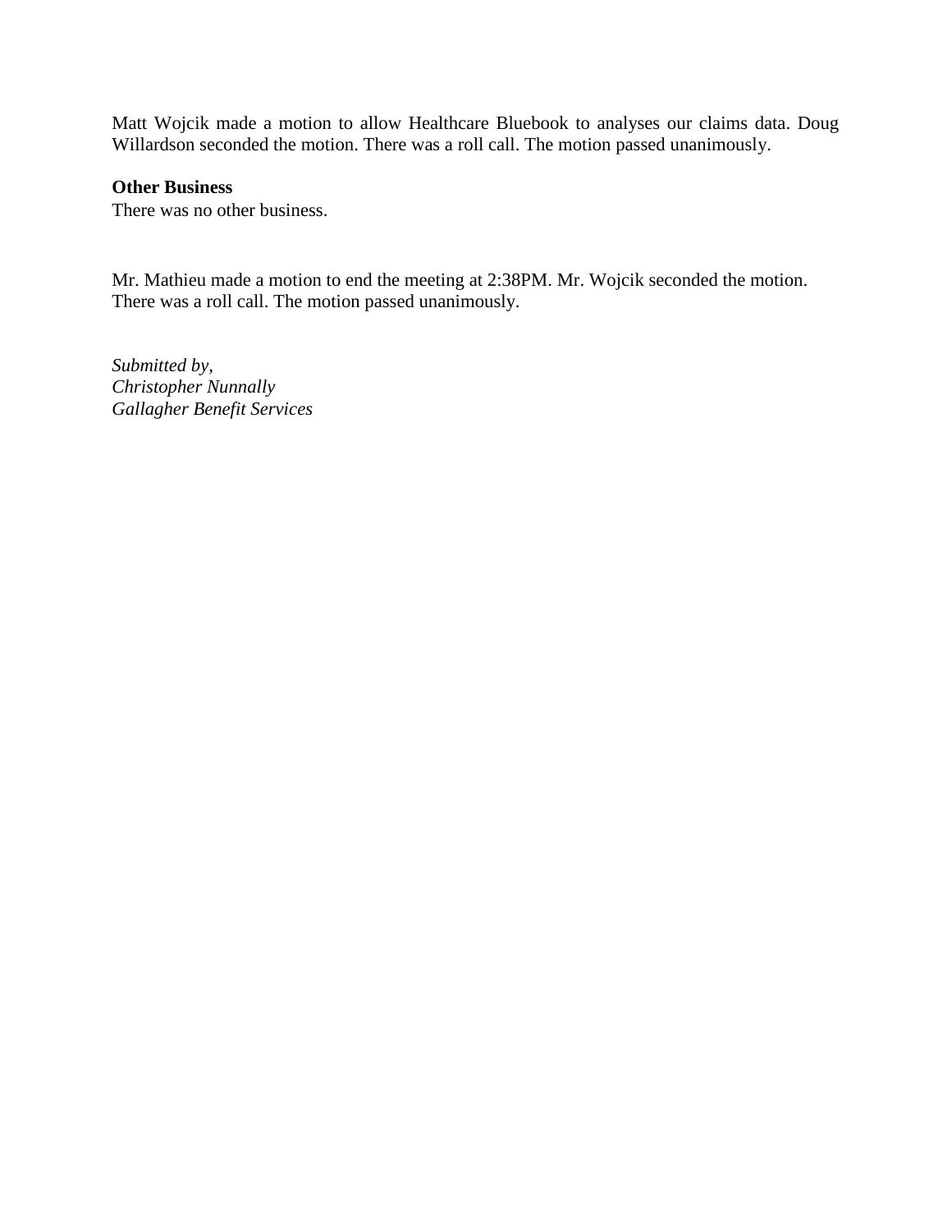Matt Wojcik made a motion to allow Healthcare Bluebook to analyses our claims data. Doug Willardson seconded the motion. There was a roll call. The motion passed unanimously.

**Other Business**

There was no other business.

Mr. Mathieu made a motion to end the meeting at 2:38PM. Mr. Wojcik seconded the motion. There was a roll call. The motion passed unanimously.

*Submitted by,*  
*Christopher Nunnally*  
*Gallagher Benefit Services*